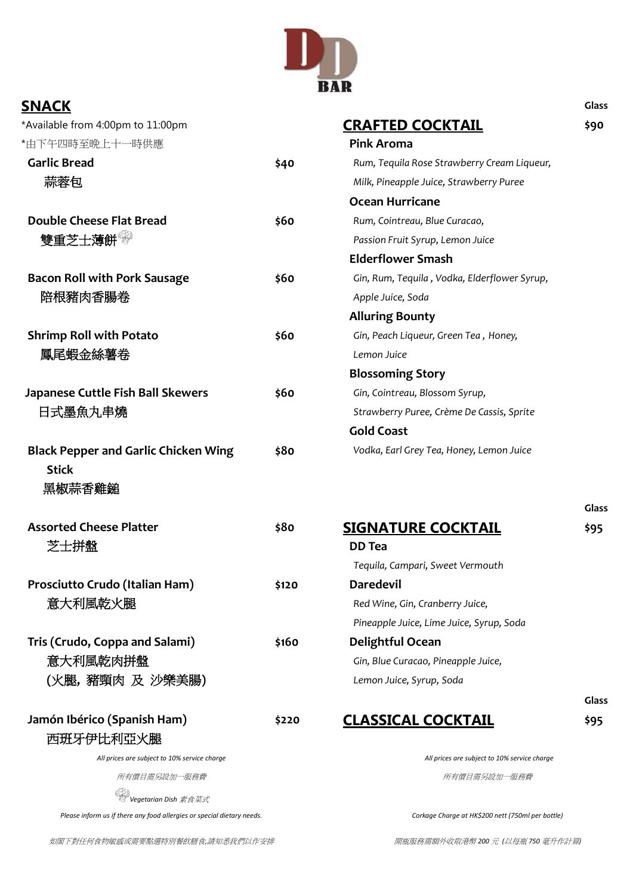# DD BAR

## SNACK

*Available from 4:00pm to 11:00pm
*由下午四時至晚上十一時供應

| Item | Price |
| --- | --- |
| **Garlic Bread** 蒜蓉包 | $40 |
| **Double Cheese Flat Bread** 雙重芝士薄餅 (Vegetarian) | $60 |
| **Bacon Roll with Pork Sausage** 陪根豬肉香腸卷 | $60 |
| **Shrimp Roll with Potato** 鳳尾蝦金絲薯卷 | $60 |
| **Japanese Cuttle Fish Ball Skewers** 日式墨魚丸串燒 | $60 |
| **Black Pepper and Garlic Chicken Wing Stick** 黑椒蒜香雞鎚 | $80 |
| **Assorted Cheese Platter** 芝士拼盤 | $80 |
| **Prosciutto Crudo (Italian Ham)** 意大利風乾火腿 | $120 |
| **Tris (Crudo, Coppa and Salami)** 意大利風乾肉拼盤 (火腿, 豬頸肉 及 沙樂美腸) | $160 |
| **Jamón Ibérico (Spanish Ham)** 西班牙伊比利亞火腿 | $220 |

*All prices are subject to 10% service charge*

*所有價目需另設加一服務費*

*Vegetarian Dish 素食菜式*

*Please inform us if there any food allergies or special dietary needs.*

*如閣下對任何食物敏感或需要點選特別餐飲膳食,請知悉我們以作安排*

## CRAFTED COCKTAIL

Glass **$90**

**Pink Aroma**
*Rum, Tequila Rose Strawberry Cream Liqueur, Milk, Pineapple Juice, Strawberry Puree*

**Ocean Hurricane**
*Rum, Cointreau, Blue Curacao, Passion Fruit Syrup, Lemon Juice*

**Elderflower Smash**
*Gin, Rum, Tequila , Vodka, Elderflower Syrup, Apple Juice, Soda*

**Alluring Bounty**
*Gin, Peach Liqueur, Green Tea , Honey, Lemon Juice*

**Blossoming Story**
*Gin, Cointreau, Blossom Syrup, Strawberry Puree, Crème De Cassis, Sprite*

**Gold Coast**
*Vodka, Earl Grey Tea, Honey, Lemon Juice*

## SIGNATURE COCKTAIL

Glass **$95**

**DD Tea**
*Tequila, Campari, Sweet Vermouth*

**Daredevil**
*Red Wine, Gin, Cranberry Juice, Pineapple Juice, Lime Juice, Syrup, Soda*

**Delightful Ocean**
*Gin, Blue Curacao, Pineapple Juice, Lemon Juice, Syrup, Soda*

## CLASSICAL COCKTAIL

Glass **$95**

*All prices are subject to 10% service charge*

*所有價目需另設加一服務費*

*Corkage Charge at HK$200 nett (750ml per bottle)*

*開瓶服務需額外收取港幣 200 元 (以每瓶 750 毫升作計算)*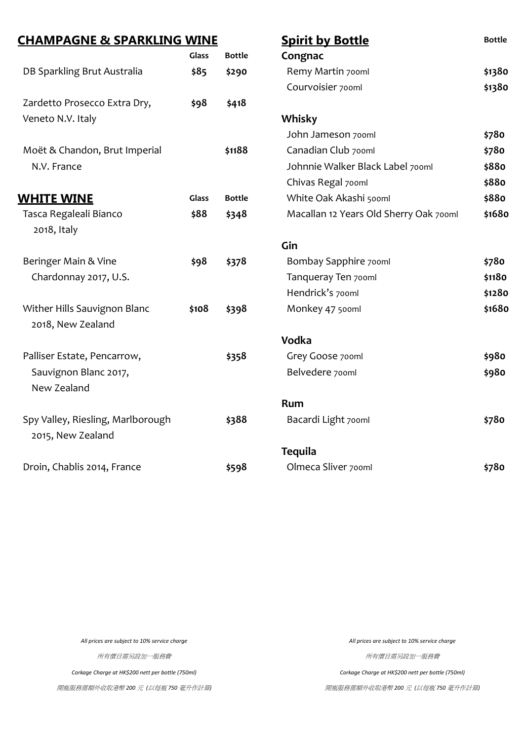## CHAMPAGNE & SPARKLING WINE

| | Glass | Bottle |
|---|---|---|
| DB Sparkling Brut Australia | $85 | $290 |
| Zardetto Prosecco Extra Dry, Veneto N.V. Italy | $98 | $418 |
| Moët & Chandon, Brut Imperial N.V. France | | $1188 |

## WHITE WINE

| | Glass | Bottle |
|---|---|---|
| Tasca Regaleali Bianco 2018, Italy | $88 | $348 |
| Beringer Main & Vine Chardonnay 2017, U.S. | $98 | $378 |
| Wither Hills Sauvignon Blanc 2018, New Zealand | $108 | $398 |
| Palliser Estate, Pencarrow, Sauvignon Blanc 2017, New Zealand | | $358 |
| Spy Valley, Riesling, Marlborough 2015, New Zealand | | $388 |
| Droin, Chablis 2014, France | | $598 |

## Spirit by Bottle

| | Bottle |
|---|---|
| **Congnac** | |
| Remy Martin 700ml | $1380 |
| Courvoisier 700ml | $1380 |
| **Whisky** | |
| John Jameson 700ml | $780 |
| Canadian Club 700ml | $780 |
| Johnnie Walker Black Label 700ml | $880 |
| Chivas Regal 700ml | $880 |
| White Oak Akashi 500ml | $880 |
| Macallan 12 Years Old Sherry Oak 700ml | $1680 |
| **Gin** | |
| Bombay Sapphire 700ml | $780 |
| Tanqueray Ten 700ml | $1180 |
| Hendrick's 700ml | $1280 |
| Monkey 47 500ml | $1680 |
| **Vodka** | |
| Grey Goose 700ml | $980 |
| Belvedere 700ml | $980 |
| **Rum** | |
| Bacardi Light 700ml | $780 |
| **Tequila** | |
| Olmeca Sliver 700ml | $780 |

*All prices are subject to 10% service charge*

*所有價目需另設加一服務費*

*Corkage Charge at HK$200 nett per bottle (750ml)*

*開瓶服務需額外收取港幣 200 元 (以每瓶 750 毫升作計算)*

*All prices are subject to 10% service charge*

*所有價目需另設加一服務費*

*Corkage Charge at HK$200 nett per bottle (750ml)*

*開瓶服務需額外收取港幣 200 元 (以每瓶 750 毫升作計算)*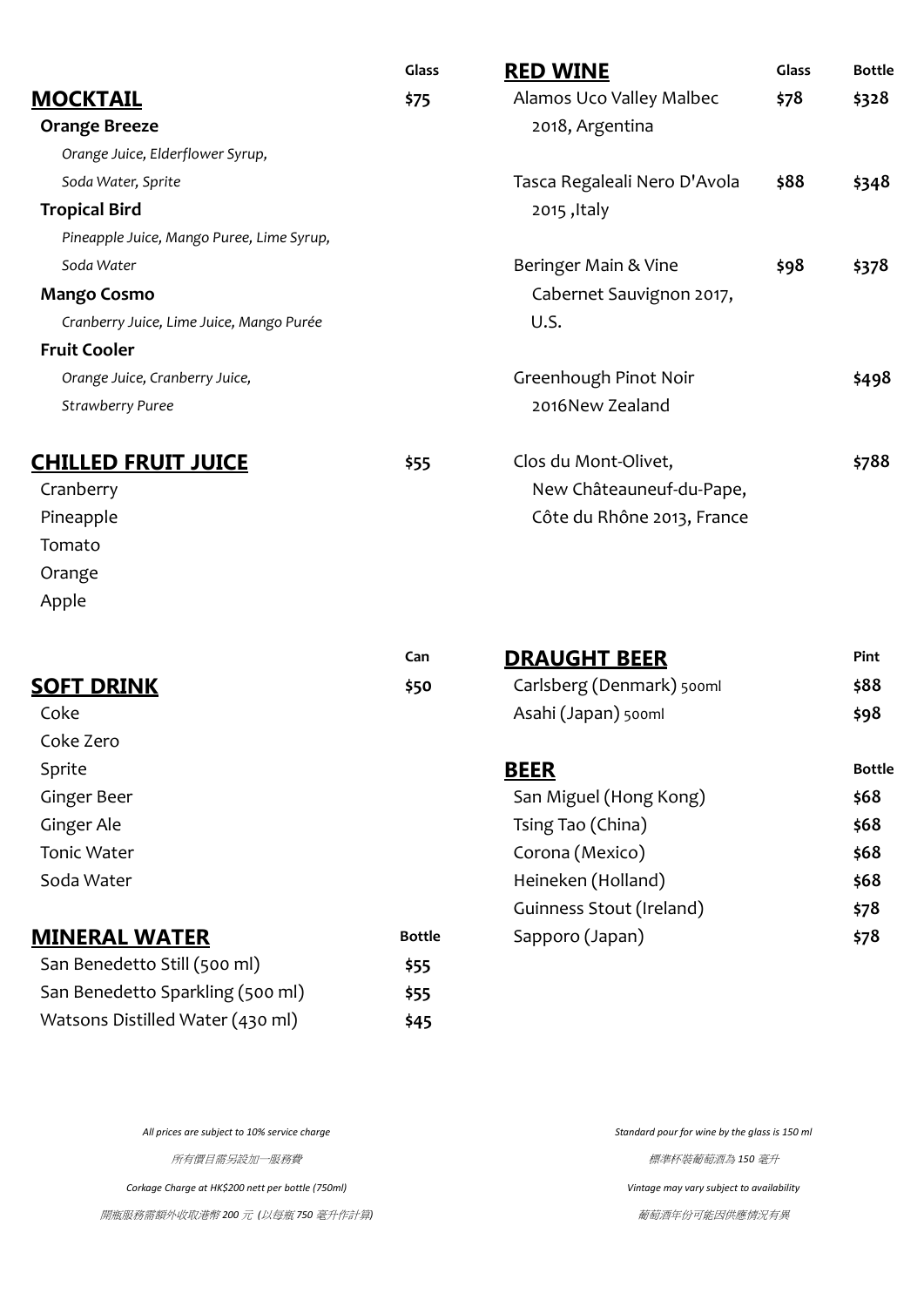## MOCKTAIL

| | Glass |
|---|---|
| **Orange Breeze** | $75 |
| *Orange Juice, Elderflower Syrup, Soda Water, Sprite* | |
| **Tropical Bird** | |
| *Pineapple Juice, Mango Puree, Lime Syrup, Soda Water* | |
| **Mango Cosmo** | |
| *Cranberry Juice, Lime Juice, Mango Purée* | |
| **Fruit Cooler** | |
| *Orange Juice, Cranberry Juice, Strawberry Puree* | |

## CHILLED FRUIT JUICE

$55

- Cranberry
- Pineapple
- Tomato
- Orange
- Apple

## SOFT DRINK

| | Can |
|---|---|
| Coke | $50 |
| Coke Zero | |
| Sprite | |
| Ginger Beer | |
| Ginger Ale | |
| Tonic Water | |
| Soda Water | |

## MINERAL WATER

| | Bottle |
|---|---|
| San Benedetto Still (500 ml) | $55 |
| San Benedetto Sparkling (500 ml) | $55 |
| Watsons Distilled Water (430 ml) | $45 |

## RED WINE

| | Glass | Bottle |
|---|---|---|
| Alamos Uco Valley Malbec 2018, Argentina | $78 | $328 |
| Tasca Regaleali Nero D'Avola 2015 ,Italy | $88 | $348 |
| Beringer Main & Vine Cabernet Sauvignon 2017, U.S. | $98 | $378 |
| Greenhough Pinot Noir 2016New Zealand | | $498 |
| Clos du Mont-Olivet, New Châteauneuf-du-Pape, Côte du Rhône 2013, France | | $788 |

## DRAUGHT BEER

| | Pint |
|---|---|
| Carlsberg (Denmark) 500ml | $88 |
| Asahi (Japan) 500ml | $98 |

## BEER

| | Bottle |
|---|---|
| San Miguel (Hong Kong) | $68 |
| Tsing Tao (China) | $68 |
| Corona (Mexico) | $68 |
| Heineken (Holland) | $68 |
| Guinness Stout (Ireland) | $78 |
| Sapporo (Japan) | $78 |

*All prices are subject to 10% service charge*

*所有價目需另設加一服務費*

*Corkage Charge at HK$200 nett per bottle (750ml)*

*開瓶服務需額外收取港幣 200 元 (以每瓶 750 毫升作計算)*

*Standard pour for wine by the glass is 150 ml*

*標準杯裝葡萄酒為 150 毫升*

*Vintage may vary subject to availability*

*葡萄酒年份可能因供應情況有異*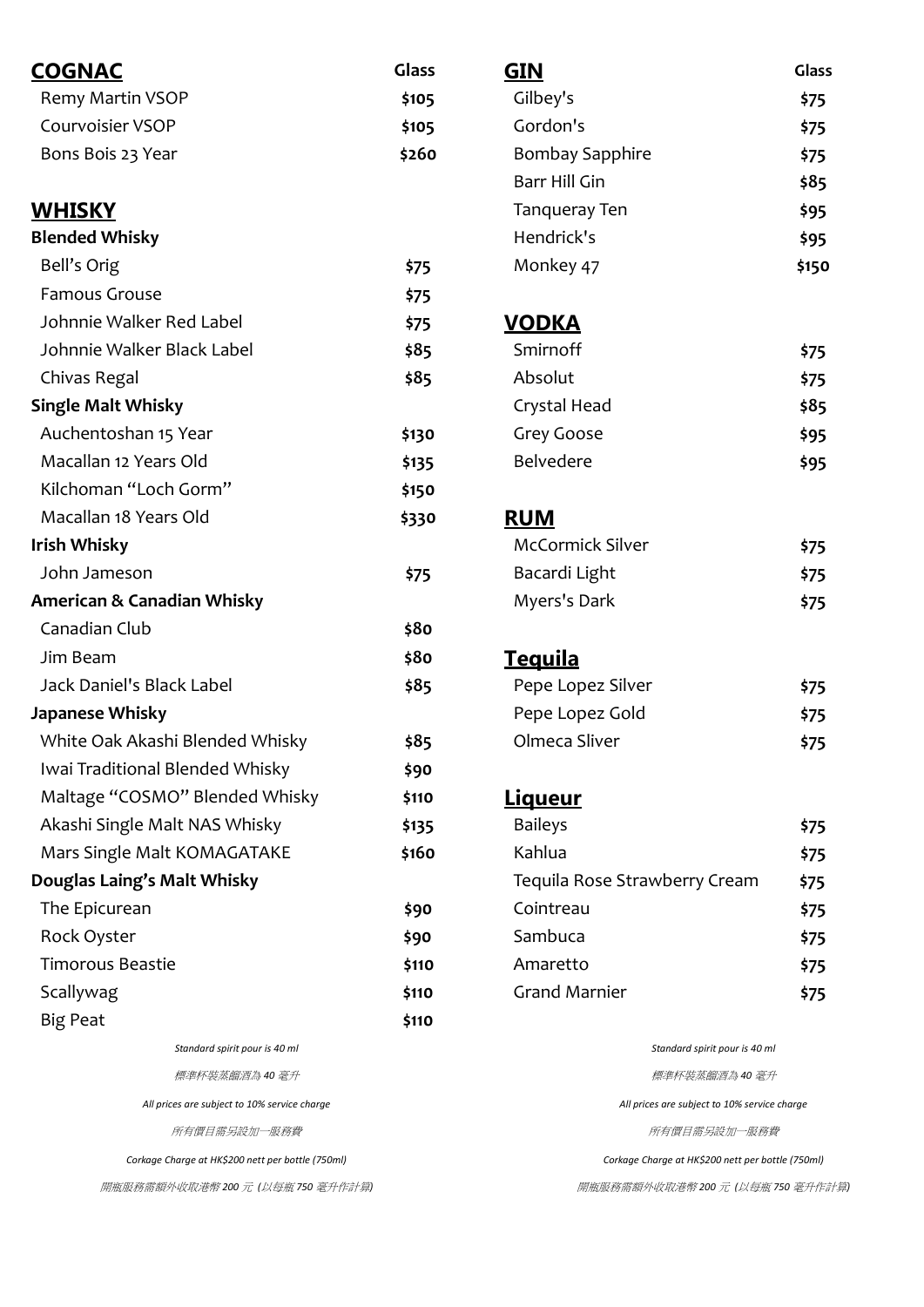## COGNAC

| | Glass |
|---|---|
| Remy Martin VSOP | $105 |
| Courvoisier VSOP | $105 |
| Bons Bois 23 Year | $260 |

## WHISKY

| | |
|---|---|
| **Blended Whisky** | |
| Bell's Orig | $75 |
| Famous Grouse | $75 |
| Johnnie Walker Red Label | $75 |
| Johnnie Walker Black Label | $85 |
| Chivas Regal | $85 |
| **Single Malt Whisky** | |
| Auchentoshan 15 Year | $130 |
| Macallan 12 Years Old | $135 |
| Kilchoman "Loch Gorm" | $150 |
| Macallan 18 Years Old | $330 |
| **Irish Whisky** | |
| John Jameson | $75 |
| **American & Canadian Whisky** | |
| Canadian Club | $80 |
| Jim Beam | $80 |
| Jack Daniel's Black Label | $85 |
| **Japanese Whisky** | |
| White Oak Akashi Blended Whisky | $85 |
| Iwai Traditional Blended Whisky | $90 |
| Maltage "COSMO" Blended Whisky | $110 |
| Akashi Single Malt NAS Whisky | $135 |
| Mars Single Malt KOMAGATAKE | $160 |
| **Douglas Laing's Malt Whisky** | |
| The Epicurean | $90 |
| Rock Oyster | $90 |
| Timorous Beastie | $110 |
| Scallywag | $110 |
| Big Peat | $110 |

*Standard spirit pour is 40 ml*

*標準杯裝蒸餾酒為 40 毫升*

*All prices are subject to 10% service charge*

*所有價目需另設加一服務費*

*Corkage Charge at HK$200 nett per bottle (750ml)*

*開瓶服務需額外收取港幣 200 元 (以每瓶 750 毫升作計算)*

## GIN

| | Glass |
|---|---|
| Gilbey's | $75 |
| Gordon's | $75 |
| Bombay Sapphire | $75 |
| Barr Hill Gin | $85 |
| Tanqueray Ten | $95 |
| Hendrick's | $95 |
| Monkey 47 | $150 |

## VODKA

| | |
|---|---|
| Smirnoff | $75 |
| Absolut | $75 |
| Crystal Head | $85 |
| Grey Goose | $95 |
| Belvedere | $95 |

## RUM

| | |
|---|---|
| McCormick Silver | $75 |
| Bacardi Light | $75 |
| Myers's Dark | $75 |

## Tequila

| | |
|---|---|
| Pepe Lopez Silver | $75 |
| Pepe Lopez Gold | $75 |
| Olmeca Sliver | $75 |

## Liqueur

| | |
|---|---|
| Baileys | $75 |
| Kahlua | $75 |
| Tequila Rose Strawberry Cream | $75 |
| Cointreau | $75 |
| Sambuca | $75 |
| Amaretto | $75 |
| Grand Marnier | $75 |

*Standard spirit pour is 40 ml*

*標準杯裝蒸餾酒為 40 毫升*

*All prices are subject to 10% service charge*

*所有價目需另設加一服務費*

*Corkage Charge at HK$200 nett per bottle (750ml)*

*開瓶服務需額外收取港幣 200 元 (以每瓶 750 毫升作計算)*